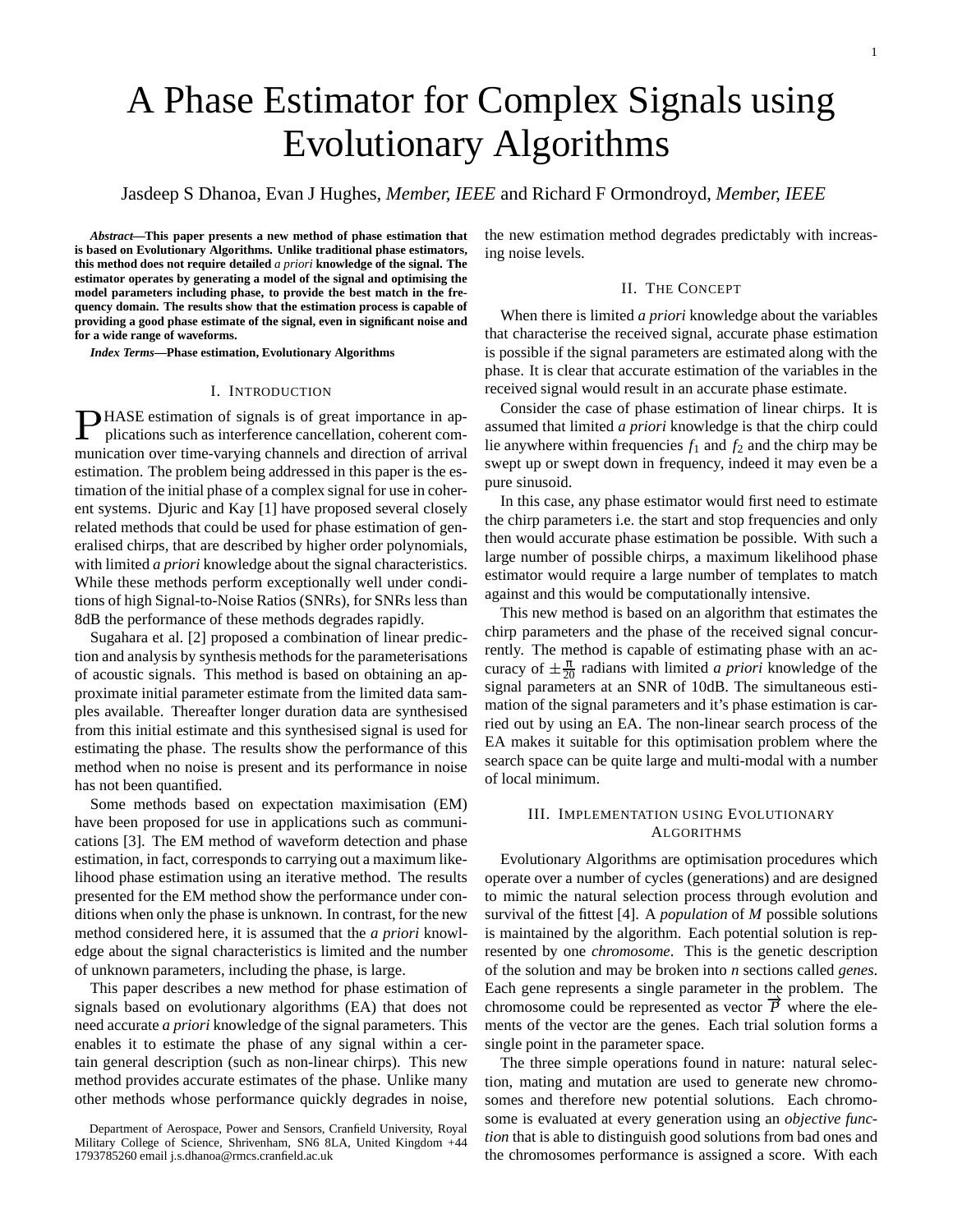# A Phase Estimator for Complex Signals using Evolutionary Algorithms

Jasdeep S Dhanoa, Evan J Hughes, *Member, IEEE* and Richard F Ormondroyd, *Member, IEEE*

***Abstract*—This paper presents a new method of phase estimation that is based on Evolutionary Algorithms. Unlike traditional phase estimators, this method does not require detailed *a priori* knowledge of the signal. The estimator operates by generating a model of the signal and optimising the model parameters including phase, to provide the best match in the frequency domain. The results show that the estimation process is capable of providing a good phase estimate of the signal, even in significant noise and for a wide range of waveforms.**

***Index Terms*—Phase estimation, Evolutionary Algorithms**

## I. Introduction

PHASE estimation of signals is of great importance in applications such as interference cancellation, coherent communication over time-varying channels and direction of arrival estimation. The problem being addressed in this paper is the estimation of the initial phase of a complex signal for use in coherent systems. Djuric and Kay [1] have proposed several closely related methods that could be used for phase estimation of generalised chirps, that are described by higher order polynomials, with limited *a priori* knowledge about the signal characteristics. While these methods perform exceptionally well under conditions of high Signal-to-Noise Ratios (SNRs), for SNRs less than 8dB the performance of these methods degrades rapidly.

Sugahara et al. [2] proposed a combination of linear prediction and analysis by synthesis methods for the parameterisations of acoustic signals. This method is based on obtaining an approximate initial parameter estimate from the limited data samples available. Thereafter longer duration data are synthesised from this initial estimate and this synthesised signal is used for estimating the phase. The results show the performance of this method when no noise is present and its performance in noise has not been quantified.

Some methods based on expectation maximisation (EM) have been proposed for use in applications such as communications [3]. The EM method of waveform detection and phase estimation, in fact, corresponds to carrying out a maximum likelihood phase estimation using an iterative method. The results presented for the EM method show the performance under conditions when only the phase is unknown. In contrast, for the new method considered here, it is assumed that the *a priori* knowledge about the signal characteristics is limited and the number of unknown parameters, including the phase, is large.

This paper describes a new method for phase estimation of signals based on evolutionary algorithms (EA) that does not need accurate *a priori* knowledge of the signal parameters. This enables it to estimate the phase of any signal within a certain general description (such as non-linear chirps). This new method provides accurate estimates of the phase. Unlike many other methods whose performance quickly degrades in noise, the new estimation method degrades predictably with increasing noise levels.

## II. The Concept

When there is limited *a priori* knowledge about the variables that characterise the received signal, accurate phase estimation is possible if the signal parameters are estimated along with the phase. It is clear that accurate estimation of the variables in the received signal would result in an accurate phase estimate.

Consider the case of phase estimation of linear chirps. It is assumed that limited *a priori* knowledge is that the chirp could lie anywhere within frequencies $f_1$ and $f_2$ and the chirp may be swept up or swept down in frequency, indeed it may even be a pure sinusoid.

In this case, any phase estimator would first need to estimate the chirp parameters i.e. the start and stop frequencies and only then would accurate phase estimation be possible. With such a large number of possible chirps, a maximum likelihood phase estimator would require a large number of templates to match against and this would be computationally intensive.

This new method is based on an algorithm that estimates the chirp parameters and the phase of the received signal concurrently. The method is capable of estimating phase with an accuracy of $\pm\frac{\pi}{20}$ radians with limited *a priori* knowledge of the signal parameters at an SNR of 10dB. The simultaneous estimation of the signal parameters and it's phase estimation is carried out by using an EA. The non-linear search process of the EA makes it suitable for this optimisation problem where the search space can be quite large and multi-modal with a number of local minimum.

## III. Implementation using Evolutionary Algorithms

Evolutionary Algorithms are optimisation procedures which operate over a number of cycles (generations) and are designed to mimic the natural selection process through evolution and survival of the fittest [4]. A *population* of *M* possible solutions is maintained by the algorithm. Each potential solution is represented by one *chromosome*. This is the genetic description of the solution and may be broken into *n* sections called *genes*. Each gene represents a single parameter in the problem. The chromosome could be represented as vector $\overrightarrow{P}$ where the elements of the vector are the genes. Each trial solution forms a single point in the parameter space.

The three simple operations found in nature: natural selection, mating and mutation are used to generate new chromosomes and therefore new potential solutions. Each chromosome is evaluated at every generation using an *objective function* that is able to distinguish good solutions from bad ones and the chromosomes performance is assigned a score. With each

Department of Aerospace, Power and Sensors, Cranfield University, Royal Military College of Science, Shrivenham, SN6 8LA, United Kingdom +44 1793785260 email j.s.dhanoa@rmcs.cranfield.ac.uk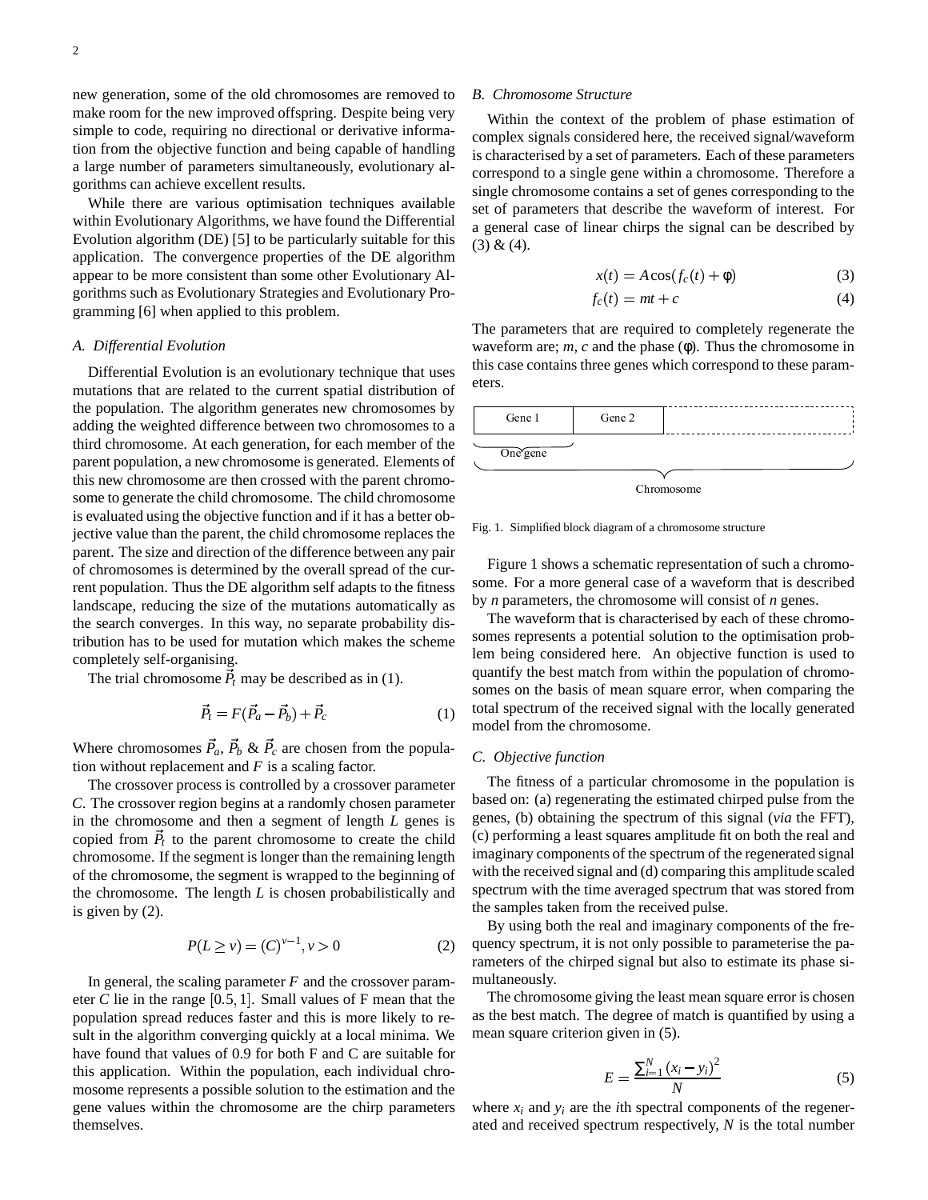new generation, some of the old chromosomes are removed to make room for the new improved offspring. Despite being very simple to code, requiring no directional or derivative information from the objective function and being capable of handling a large number of parameters simultaneously, evolutionary algorithms can achieve excellent results.

While there are various optimisation techniques available within Evolutionary Algorithms, we have found the Differential Evolution algorithm (DE) [5] to be particularly suitable for this application. The convergence properties of the DE algorithm appear to be more consistent than some other Evolutionary Algorithms such as Evolutionary Strategies and Evolutionary Programming [6] when applied to this problem.

### *A. Differential Evolution*

Differential Evolution is an evolutionary technique that uses mutations that are related to the current spatial distribution of the population. The algorithm generates new chromosomes by adding the weighted difference between two chromosomes to a third chromosome. At each generation, for each member of the parent population, a new chromosome is generated. Elements of this new chromosome are then crossed with the parent chromosome to generate the child chromosome. The child chromosome is evaluated using the objective function and if it has a better objective value than the parent, the child chromosome replaces the parent. The size and direction of the difference between any pair of chromosomes is determined by the overall spread of the current population. Thus the DE algorithm self adapts to the fitness landscape, reducing the size of the mutations automatically as the search converges. In this way, no separate probability distribution has to be used for mutation which makes the scheme completely self-organising.

The trial chromosome $\vec{P}_t$ may be described as in (1).

$$\vec{P}_t = F(\vec{P}_a - \vec{P}_b) + \vec{P}_c \tag{1}$$

Where chromosomes $\vec{P}_a$, $\vec{P}_b$ & $\vec{P}_c$ are chosen from the population without replacement and $F$ is a scaling factor.

The crossover process is controlled by a crossover parameter $C$. The crossover region begins at a randomly chosen parameter in the chromosome and then a segment of length $L$ genes is copied from $\vec{P}_t$ to the parent chromosome to create the child chromosome. If the segment is longer than the remaining length of the chromosome, the segment is wrapped to the beginning of the chromosome. The length $L$ is chosen probabilistically and is given by (2).

$$P(L \geq v) = (C)^{v-1}, v > 0 \tag{2}$$

In general, the scaling parameter $F$ and the crossover parameter $C$ lie in the range $[0.5, 1]$. Small values of F mean that the population spread reduces faster and this is more likely to result in the algorithm converging quickly at a local minima. We have found that values of 0.9 for both F and C are suitable for this application. Within the population, each individual chromosome represents a possible solution to the estimation and the gene values within the chromosome are the chirp parameters themselves.

### *B. Chromosome Structure*

Within the context of the problem of phase estimation of complex signals considered here, the received signal/waveform is characterised by a set of parameters. Each of these parameters correspond to a single gene within a chromosome. Therefore a single chromosome contains a set of genes corresponding to the set of parameters that describe the waveform of interest. For a general case of linear chirps the signal can be described by (3) & (4).

$$x(t) = A\cos(f_c(t) + \phi) \tag{3}$$

$$f_c(t) = mt + c \tag{4}$$

The parameters that are required to completely regenerate the waveform are; $m$, $c$ and the phase ($\phi$). Thus the chromosome in this case contains three genes which correspond to these parameters.

Gene 1 | Gene 2 | ... — One gene — Chromosome

Fig. 1. Simplified block diagram of a chromosome structure

Figure 1 shows a schematic representation of such a chromosome. For a more general case of a waveform that is described by $n$ parameters, the chromosome will consist of $n$ genes.

The waveform that is characterised by each of these chromosomes represents a potential solution to the optimisation problem being considered here. An objective function is used to quantify the best match from within the population of chromosomes on the basis of mean square error, when comparing the total spectrum of the received signal with the locally generated model from the chromosome.

### *C. Objective function*

The fitness of a particular chromosome in the population is based on: (a) regenerating the estimated chirped pulse from the genes, (b) obtaining the spectrum of this signal (*via* the FFT), (c) performing a least squares amplitude fit on both the real and imaginary components of the spectrum of the regenerated signal with the received signal and (d) comparing this amplitude scaled spectrum with the time averaged spectrum that was stored from the samples taken from the received pulse.

By using both the real and imaginary components of the frequency spectrum, it is not only possible to parameterise the parameters of the chirped signal but also to estimate its phase simultaneously.

The chromosome giving the least mean square error is chosen as the best match. The degree of match is quantified by using a mean square criterion given in (5).

$$E = \frac{\sum_{i=1}^{N}(x_i - y_i)^2}{N} \tag{5}$$

where $x_i$ and $y_i$ are the $i$th spectral components of the regenerated and received spectrum respectively, $N$ is the total number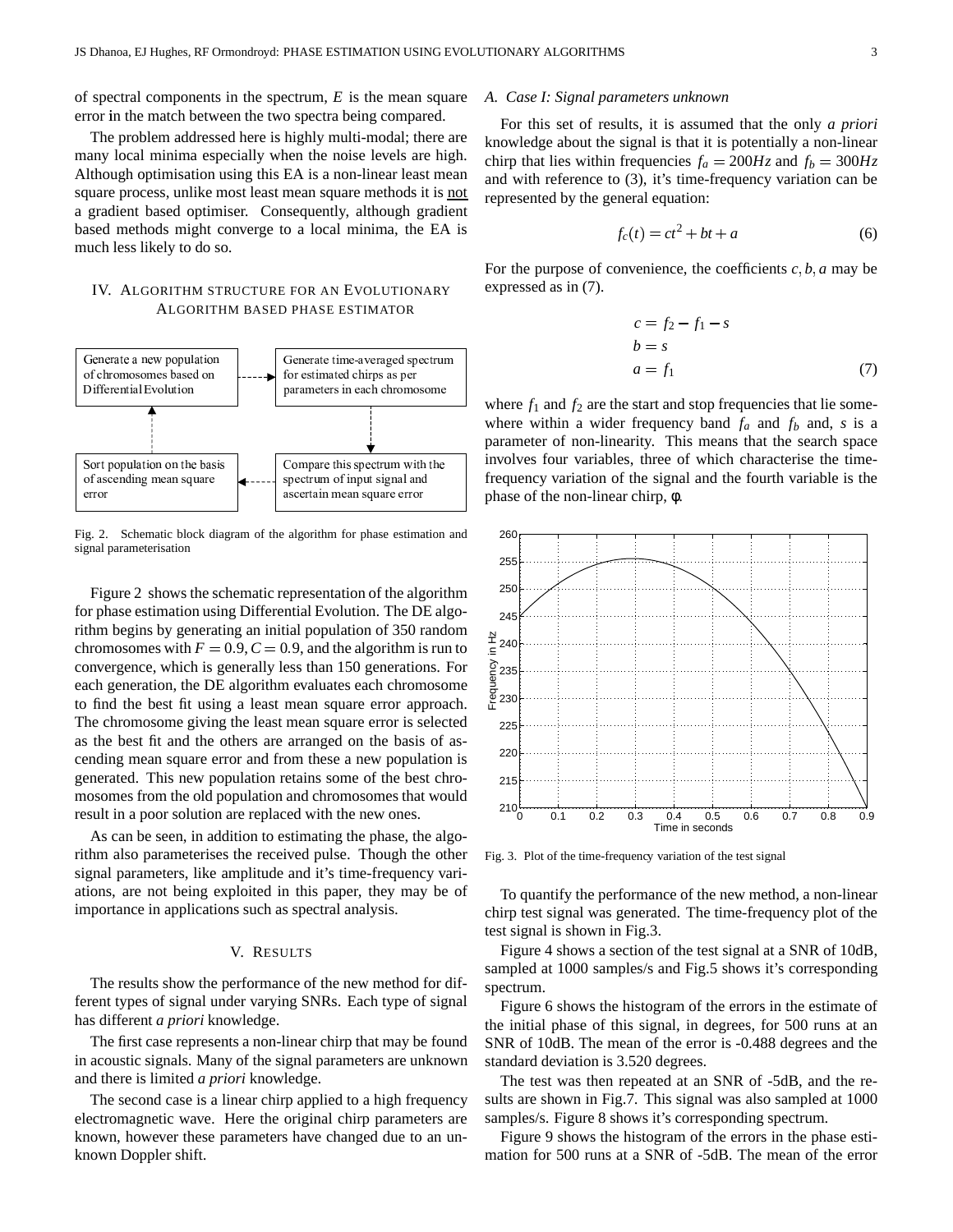of spectral components in the spectrum, $E$ is the mean square error in the match between the two spectra being compared.

The problem addressed here is highly multi-modal; there are many local minima especially when the noise levels are high. Although optimisation using this EA is a non-linear least mean square process, unlike most least mean square methods it is not a gradient based optimiser. Consequently, although gradient based methods might converge to a local minima, the EA is much less likely to do so.

## IV. Algorithm structure for an Evolutionary Algorithm based phase estimator

Generate a new population of chromosomes based on Differential Evolution → Generate time-averaged spectrum for estimated chirps as per parameters in each chromosome → Compare this spectrum with the spectrum of input signal and ascertain mean square error → Sort population on the basis of ascending mean square error → (back to start)

Fig. 2. Schematic block diagram of the algorithm for phase estimation and signal parameterisation

Figure 2 shows the schematic representation of the algorithm for phase estimation using Differential Evolution. The DE algorithm begins by generating an initial population of 350 random chromosomes with $F = 0.9, C = 0.9$, and the algorithm is run to convergence, which is generally less than 150 generations. For each generation, the DE algorithm evaluates each chromosome to find the best fit using a least mean square error approach. The chromosome giving the least mean square error is selected as the best fit and the others are arranged on the basis of ascending mean square error and from these a new population is generated. This new population retains some of the best chromosomes from the old population and chromosomes that would result in a poor solution are replaced with the new ones.

As can be seen, in addition to estimating the phase, the algorithm also parameterises the received pulse. Though the other signal parameters, like amplitude and it's time-frequency variations, are not being exploited in this paper, they may be of importance in applications such as spectral analysis.

## V. Results

The results show the performance of the new method for different types of signal under varying SNRs. Each type of signal has different *a priori* knowledge.

The first case represents a non-linear chirp that may be found in acoustic signals. Many of the signal parameters are unknown and there is limited *a priori* knowledge.

The second case is a linear chirp applied to a high frequency electromagnetic wave. Here the original chirp parameters are known, however these parameters have changed due to an unknown Doppler shift.

### A. Case I: Signal parameters unknown

For this set of results, it is assumed that the only *a priori* knowledge about the signal is that it is potentially a non-linear chirp that lies within frequencies $f_a = 200Hz$ and $f_b = 300Hz$ and with reference to (3), it's time-frequency variation can be represented by the general equation:

$$f_c(t) = ct^2 + bt + a \tag{6}$$

For the purpose of convenience, the coefficients $c, b, a$ may be expressed as in (7).

$$\begin{aligned} c &= f_2 - f_1 - s \\ b &= s \\ a &= f_1 \end{aligned} \tag{7}$$

where $f_1$ and $f_2$ are the start and stop frequencies that lie somewhere within a wider frequency band $f_a$ and $f_b$ and, $s$ is a parameter of non-linearity. This means that the search space involves four variables, three of which characterise the time-frequency variation of the signal and the fourth variable is the phase of the non-linear chirp, $\phi$.

Fig. 3. Plot of the time-frequency variation of the test signal

To quantify the performance of the new method, a non-linear chirp test signal was generated. The time-frequency plot of the test signal is shown in Fig.3.

Figure 4 shows a section of the test signal at a SNR of 10dB, sampled at 1000 samples/s and Fig.5 shows it's corresponding spectrum.

Figure 6 shows the histogram of the errors in the estimate of the initial phase of this signal, in degrees, for 500 runs at an SNR of 10dB. The mean of the error is -0.488 degrees and the standard deviation is 3.520 degrees.

The test was then repeated at an SNR of -5dB, and the results are shown in Fig.7. This signal was also sampled at 1000 samples/s. Figure 8 shows it's corresponding spectrum.

Figure 9 shows the histogram of the errors in the phase estimation for 500 runs at a SNR of -5dB. The mean of the error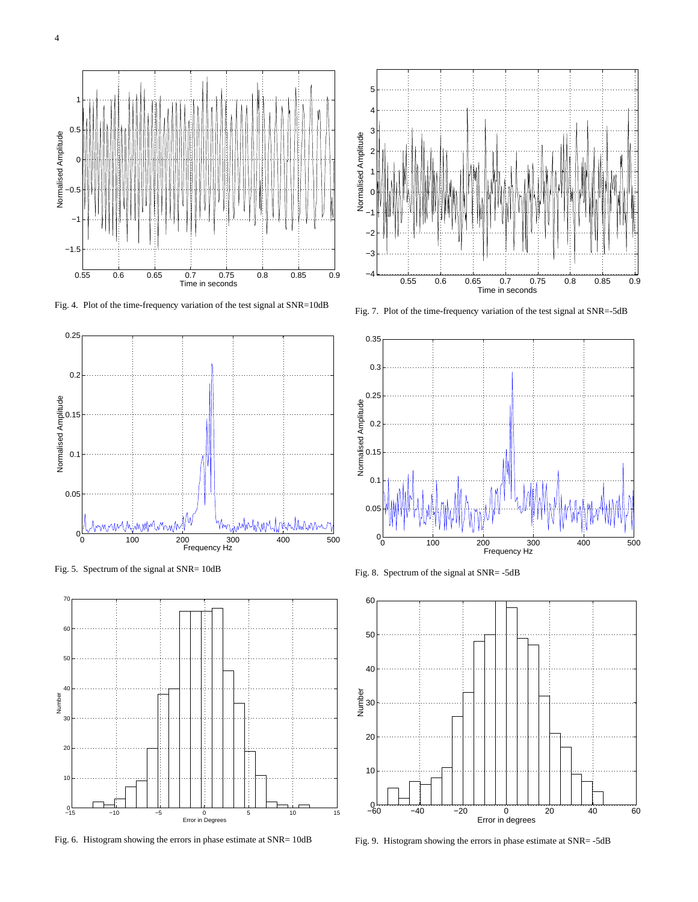Fig. 4. Plot of the time-frequency variation of the test signal at SNR=10dB

Fig. 5. Spectrum of the signal at SNR= 10dB

Fig. 6. Histogram showing the errors in phase estimate at SNR= 10dB

Fig. 7. Plot of the time-frequency variation of the test signal at SNR=-5dB

Fig. 8. Spectrum of the signal at SNR= -5dB

Fig. 9. Histogram showing the errors in phase estimate at SNR= -5dB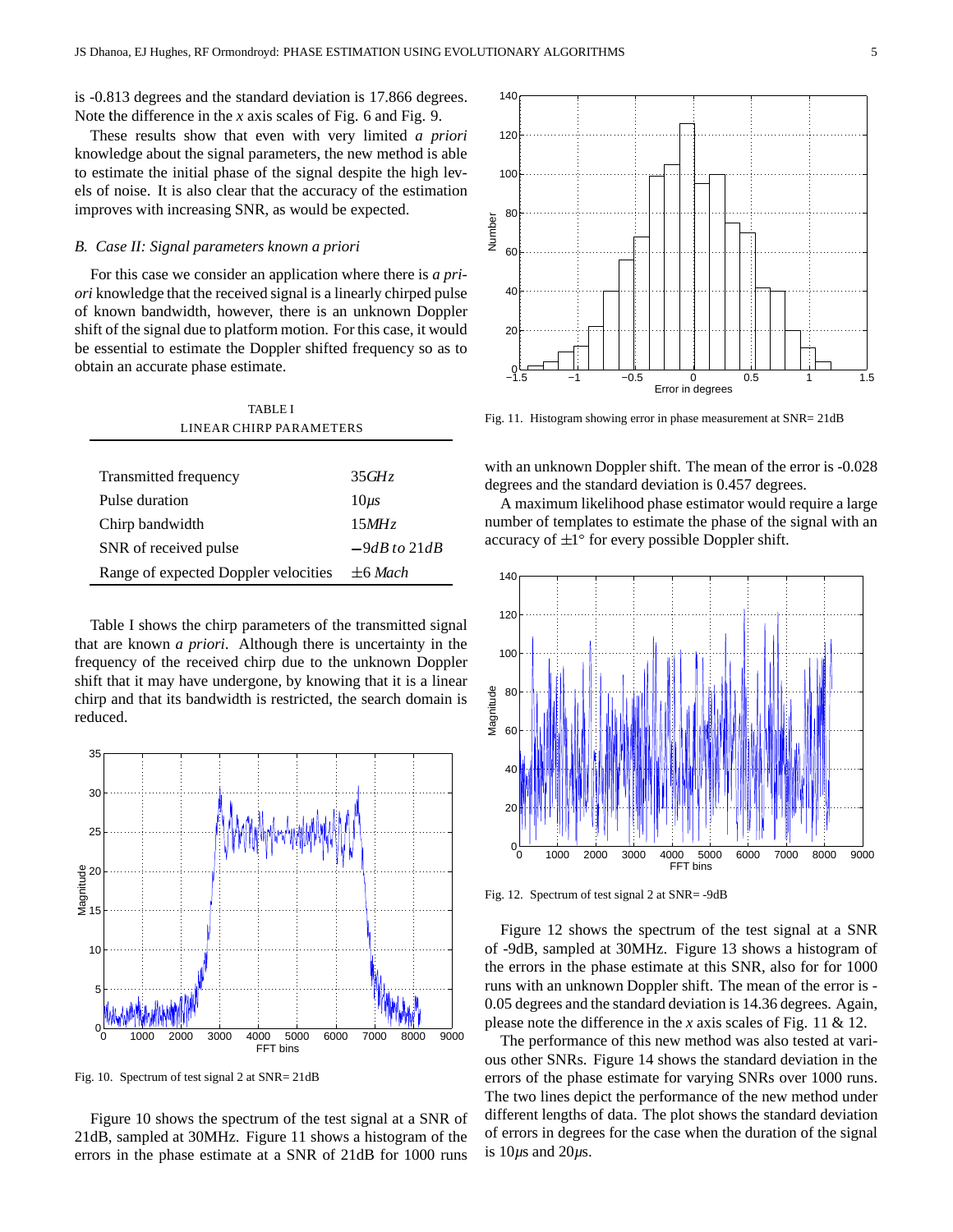is -0.813 degrees and the standard deviation is 17.866 degrees. Note the difference in the $x$ axis scales of Fig. 6 and Fig. 9.

These results show that even with very limited *a priori* knowledge about the signal parameters, the new method is able to estimate the initial phase of the signal despite the high levels of noise. It is also clear that the accuracy of the estimation improves with increasing SNR, as would be expected.

### B. Case II: Signal parameters known a priori

For this case we consider an application where there is *a priori* knowledge that the received signal is a linearly chirped pulse of known bandwidth, however, there is an unknown Doppler shift of the signal due to platform motion. For this case, it would be essential to estimate the Doppler shifted frequency so as to obtain an accurate phase estimate.

TABLE I
LINEAR CHIRP PARAMETERS

| | |
|---|---|
| Transmitted frequency | $35GHz$ |
| Pulse duration | $10\mu s$ |
| Chirp bandwidth | $15MHz$ |
| SNR of received pulse | $-9dB$ to $21dB$ |
| Range of expected Doppler velocities | $\pm 6$ *Mach* |

Table I shows the chirp parameters of the transmitted signal that are known *a priori*. Although there is uncertainty in the frequency of the received chirp due to the unknown Doppler shift that it may have undergone, by knowing that it is a linear chirp and that its bandwidth is restricted, the search domain is reduced.

Fig. 10. Spectrum of test signal 2 at SNR= 21dB

Figure 10 shows the spectrum of the test signal at a SNR of 21dB, sampled at 30MHz. Figure 11 shows a histogram of the errors in the phase estimate at a SNR of 21dB for 1000 runs with an unknown Doppler shift. The mean of the error is -0.028 degrees and the standard deviation is 0.457 degrees.

Fig. 11. Histogram showing error in phase measurement at SNR= 21dB

A maximum likelihood phase estimator would require a large number of templates to estimate the phase of the signal with an accuracy of $\pm 1°$ for every possible Doppler shift.

Fig. 12. Spectrum of test signal 2 at SNR= -9dB

Figure 12 shows the spectrum of the test signal at a SNR of -9dB, sampled at 30MHz. Figure 13 shows a histogram of the errors in the phase estimate at this SNR, also for 1000 runs with an unknown Doppler shift. The mean of the error is -0.05 degrees and the standard deviation is 14.36 degrees. Again, please note the difference in the $x$ axis scales of Fig. 11 & 12.

The performance of this new method was also tested at various other SNRs. Figure 14 shows the standard deviation in the errors of the phase estimate for varying SNRs over 1000 runs. The two lines depict the performance of the new method under different lengths of data. The plot shows the standard deviation of errors in degrees for the case when the duration of the signal is $10\mu s$ and $20\mu s$.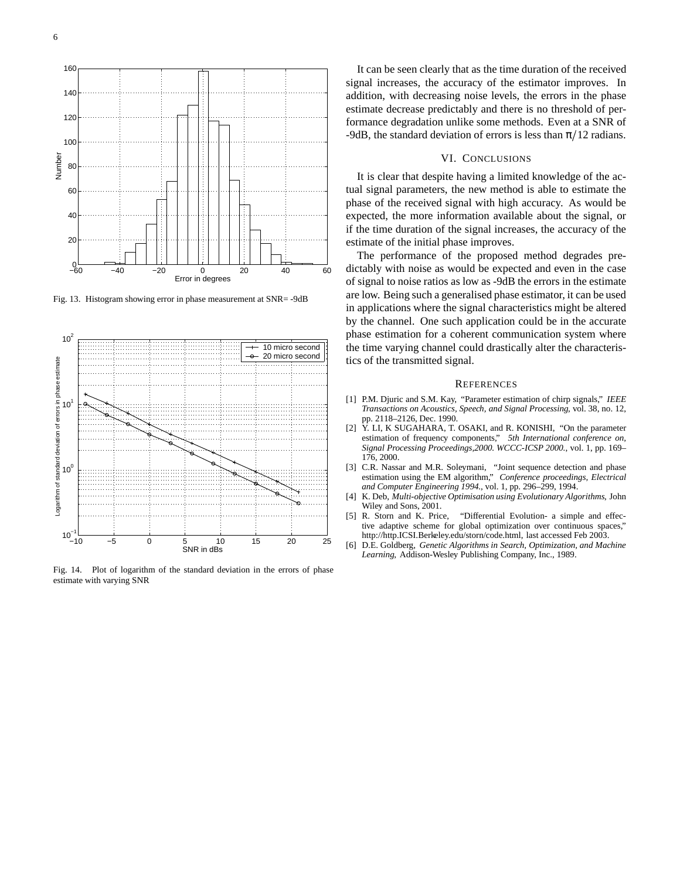160
140
120
100
80
60
40
20
0
Number
−60 −40 −20 0 20 40 60
Error in degrees

Fig. 13. Histogram showing error in phase measurement at SNR= -9dB

$10^2$
$10^1$
$10^0$
$10^{-1}$
Logarithm of standard deviation of errors in phase estimate
−10 −5 0 5 10 15 20 25
SNR in dBs
10 micro second
20 micro second

Fig. 14. Plot of logarithm of the standard deviation in the errors of phase estimate with varying SNR

It can be seen clearly that as the time duration of the received signal increases, the accuracy of the estimator improves. In addition, with decreasing noise levels, the errors in the phase estimate decrease predictably and there is no threshold of performance degradation unlike some methods. Even at a SNR of -9dB, the standard deviation of errors is less than $\pi/12$ radians.

## VI. Conclusions

It is clear that despite having a limited knowledge of the actual signal parameters, the new method is able to estimate the phase of the received signal with high accuracy. As would be expected, the more information available about the signal, or if the time duration of the signal increases, the accuracy of the estimate of the initial phase improves.

The performance of the proposed method degrades predictably with noise as would be expected and even in the case of signal to noise ratios as low as -9dB the errors in the estimate are low. Being such a generalised phase estimator, it can be used in applications where the signal characteristics might be altered by the channel. One such application could be in the accurate phase estimation for a coherent communication system where the time varying channel could drastically alter the characteristics of the transmitted signal.

## References

[1] P.M. Djuric and S.M. Kay, "Parameter estimation of chirp signals," *IEEE Transactions on Acoustics, Speech, and Signal Processing*, vol. 38, no. 12, pp. 2118–2126, Dec. 1990.

[2] Y. LI, K SUGAHARA, T. OSAKI, and R. KONISHI, "On the parameter estimation of frequency components," *5th International conference on, Signal Processing Proceedings,2000. WCCC-ICSP 2000.*, vol. 1, pp. 169–176, 2000.

[3] C.R. Nassar and M.R. Soleymani, "Joint sequence detection and phase estimation using the EM algorithm," *Conference proceedings, Electrical and Computer Engineering 1994.*, vol. 1, pp. 296–299, 1994.

[4] K. Deb, *Multi-objective Optimisation using Evolutionary Algorithms*, John Wiley and Sons, 2001.

[5] R. Storn and K. Price, "Differential Evolution- a simple and effective adaptive scheme for global optimization over continuous spaces," http://http.ICSI.Berkeley.edu/storn/code.html, last accessed Feb 2003.

[6] D.E. Goldberg, *Genetic Algorithms in Search, Optimization, and Machine Learning*, Addison-Wesley Publishing Company, Inc., 1989.